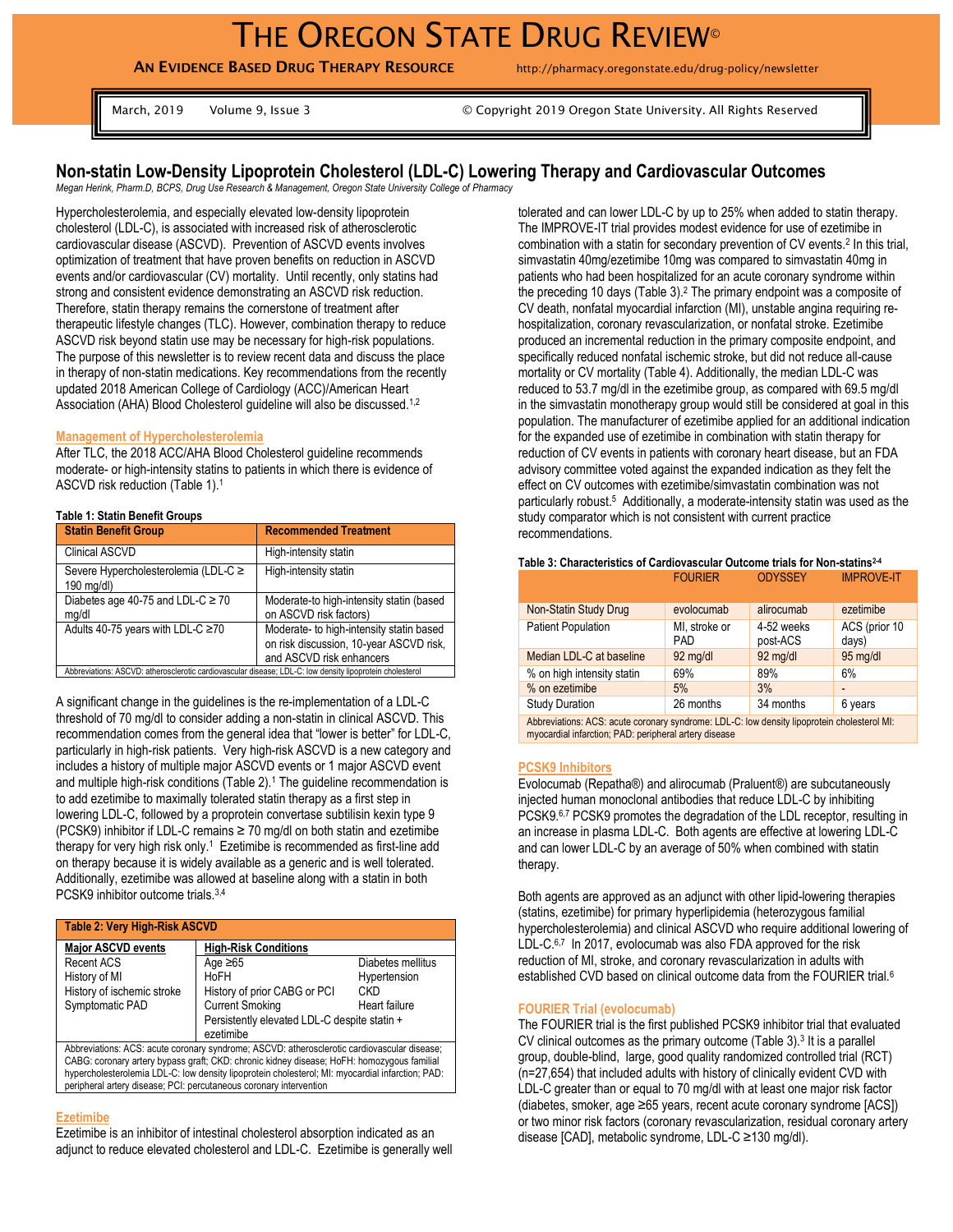# THE OREGON STATE DRUG REVIEW©

**AN EVIDENCE BASED DRUG THERAPY RESOURCE** http://pharmacy.oregonstate.edu/drug-policy/newsletter

March, 2019 Volume 9, Issue 3 © Copyright 2019 Oregon State University. All Rights Reserved

## Non-statin Low-Density Lipoprotein Cholesterol (LDL-C) Lowering Therapy and Cardiovascular Outcomes

*Megan Herink, Pharm.D, BCPS, Drug Use Research & Management, Oregon State University College of Pharmacy*

Hypercholesterolemia, and especially elevated low-density lipoprotein cholesterol (LDL-C), is associated with increased risk of atherosclerotic cardiovascular disease (ASCVD). Prevention of ASCVD events involves optimization of treatment that have proven benefits on reduction in ASCVD events and/or cardiovascular (CV) mortality. Until recently, only statins had strong and consistent evidence demonstrating an ASCVD risk reduction. Therefore, statin therapy remains the cornerstone of treatment after therapeutic lifestyle changes (TLC). However, combination therapy to reduce ASCVD risk beyond statin use may be necessary for high-risk populations. The purpose of this newsletter is to review recent data and discuss the place in therapy of non-statin medications. Key recommendations from the recently updated 2018 American College of Cardiology (ACC)/American Heart Association (AHA) Blood Cholesterol guideline will also be discussed.[1,2]

### Management of Hypercholesterolemia

After TLC, the 2018 ACC/AHA Blood Cholesterol guideline recommends moderate- or high-intensity statins to patients in which there is evidence of ASCVD risk reduction (Table 1).[1]

**Table 1: Statin Benefit Groups**

| Statin Benefit Group | Recommended Treatment |
|---|---|
| Clinical ASCVD | High-intensity statin |
| Severe Hypercholesterolemia (LDL-C ≥ 190 mg/dl) | High-intensity statin |
| Diabetes age 40-75 and LDL-C ≥ 70 mg/dl | Moderate-to high-intensity statin (based on ASCVD risk factors) |
| Adults 40-75 years with LDL-C ≥70 | Moderate- to high-intensity statin based on risk discussion, 10-year ASCVD risk, and ASCVD risk enhancers |

Abbreviations: ASCVD: atherosclerotic cardiovascular disease; LDL-C: low density lipoprotein cholesterol

A significant change in the guidelines is the re-implementation of a LDL-C threshold of 70 mg/dl to consider adding a non-statin in clinical ASCVD. This recommendation comes from the general idea that "lower is better" for LDL-C, particularly in high-risk patients. Very high-risk ASCVD is a new category and includes a history of multiple major ASCVD events or 1 major ASCVD event and multiple high-risk conditions (Table 2).[1] The guideline recommendation is to add ezetimibe to maximally tolerated statin therapy as a first step in lowering LDL-C, followed by a proprotein convertase subtilisin kexin type 9 (PCSK9) inhibitor if LDL-C remains ≥ 70 mg/dl on both statin and ezetimibe therapy for very high risk only.[1] Ezetimibe is recommended as first-line add on therapy because it is widely available as a generic and is well tolerated. Additionally, ezetimibe was allowed at baseline along with a statin in both PCSK9 inhibitor outcome trials.[3,4]

**Table 2: Very High-Risk ASCVD**

| Major ASCVD events | High-Risk Conditions | |
|---|---|---|
| Recent ACS | Age ≥65 | Diabetes mellitus |
| History of MI | HoFH | Hypertension |
| History of ischemic stroke | History of prior CABG or PCI | CKD |
| Symptomatic PAD | Current Smoking | Heart failure |
| | Persistently elevated LDL-C despite statin + ezetimibe | |

Abbreviations: ACS: acute coronary syndrome; ASCVD: atherosclerotic cardiovascular disease; CABG: coronary artery bypass graft; CKD: chronic kidney disease; HoFH: homozygous familial hypercholesterolemia LDL-C: low density lipoprotein cholesterol; MI: myocardial infarction; PAD: peripheral artery disease; PCI: percutaneous coronary intervention

### Ezetimibe

Ezetimibe is an inhibitor of intestinal cholesterol absorption indicated as an adjunct to reduce elevated cholesterol and LDL-C. Ezetimibe is generally well tolerated and can lower LDL-C by up to 25% when added to statin therapy. The IMPROVE-IT trial provides modest evidence for use of ezetimibe in combination with a statin for secondary prevention of CV events.[2] In this trial, simvastatin 40mg/ezetimibe 10mg was compared to simvastatin 40mg in patients who had been hospitalized for an acute coronary syndrome within the preceding 10 days (Table 3).[2] The primary endpoint was a composite of CV death, nonfatal myocardial infarction (MI), unstable angina requiring re-hospitalization, coronary revascularization, or nonfatal stroke. Ezetimibe produced an incremental reduction in the primary composite endpoint, and specifically reduced nonfatal ischemic stroke, but did not reduce all-cause mortality or CV mortality (Table 4). Additionally, the median LDL-C was reduced to 53.7 mg/dl in the ezetimibe group, as compared with 69.5 mg/dl in the simvastatin monotherapy group would still be considered at goal in this population. The manufacturer of ezetimibe applied for an additional indication for the expanded use of ezetimibe in combination with statin therapy for reduction of CV events in patients with coronary heart disease, but an FDA advisory committee voted against the expanded indication as they felt the effect on CV outcomes with ezetimibe/simvastatin combination was not particularly robust.[5] Additionally, a moderate-intensity statin was used as the study comparator which is not consistent with current practice recommendations.

**Table 3: Characteristics of Cardiovascular Outcome trials for Non-statins[2-4]**

| | FOURIER | ODYSSEY | IMPROVE-IT |
|---|---|---|---|
| Non-Statin Study Drug | evolocumab | alirocumab | ezetimibe |
| Patient Population | MI, stroke or PAD | 4-52 weeks post-ACS | ACS (prior 10 days) |
| Median LDL-C at baseline | 92 mg/dl | 92 mg/dl | 95 mg/dl |
| % on high intensity statin | 69% | 89% | 6% |
| % on ezetimibe | 5% | 3% | - |
| Study Duration | 26 months | 34 months | 6 years |

Abbreviations: ACS: acute coronary syndrome: LDL-C: low density lipoprotein cholesterol MI: myocardial infarction; PAD: peripheral artery disease

### PCSK9 Inhibitors

Evolocumab (Repatha®) and alirocumab (Praluent®) are subcutaneously injected human monoclonal antibodies that reduce LDL-C by inhibiting PCSK9.[6,7] PCSK9 promotes the degradation of the LDL receptor, resulting in an increase in plasma LDL-C. Both agents are effective at lowering LDL-C and can lower LDL-C by an average of 50% when combined with statin therapy.

Both agents are approved as an adjunct with other lipid-lowering therapies (statins, ezetimibe) for primary hyperlipidemia (heterozygous familial hypercholesterolemia) and clinical ASCVD who require additional lowering of LDL-C.[6,7] In 2017, evolocumab was also FDA approved for the risk reduction of MI, stroke, and coronary revascularization in adults with established CVD based on clinical outcome data from the FOURIER trial.[6]

### FOURIER Trial (evolocumab)

The FOURIER trial is the first published PCSK9 inhibitor trial that evaluated CV clinical outcomes as the primary outcome (Table 3).[3] It is a parallel group, double-blind, large, good quality randomized controlled trial (RCT) (n=27,654) that included adults with history of clinically evident CVD with LDL-C greater than or equal to 70 mg/dl with at least one major risk factor (diabetes, smoker, age ≥65 years, recent acute coronary syndrome [ACS]) or two minor risk factors (coronary revascularization, residual coronary artery disease [CAD], metabolic syndrome, LDL-C ≥130 mg/dl).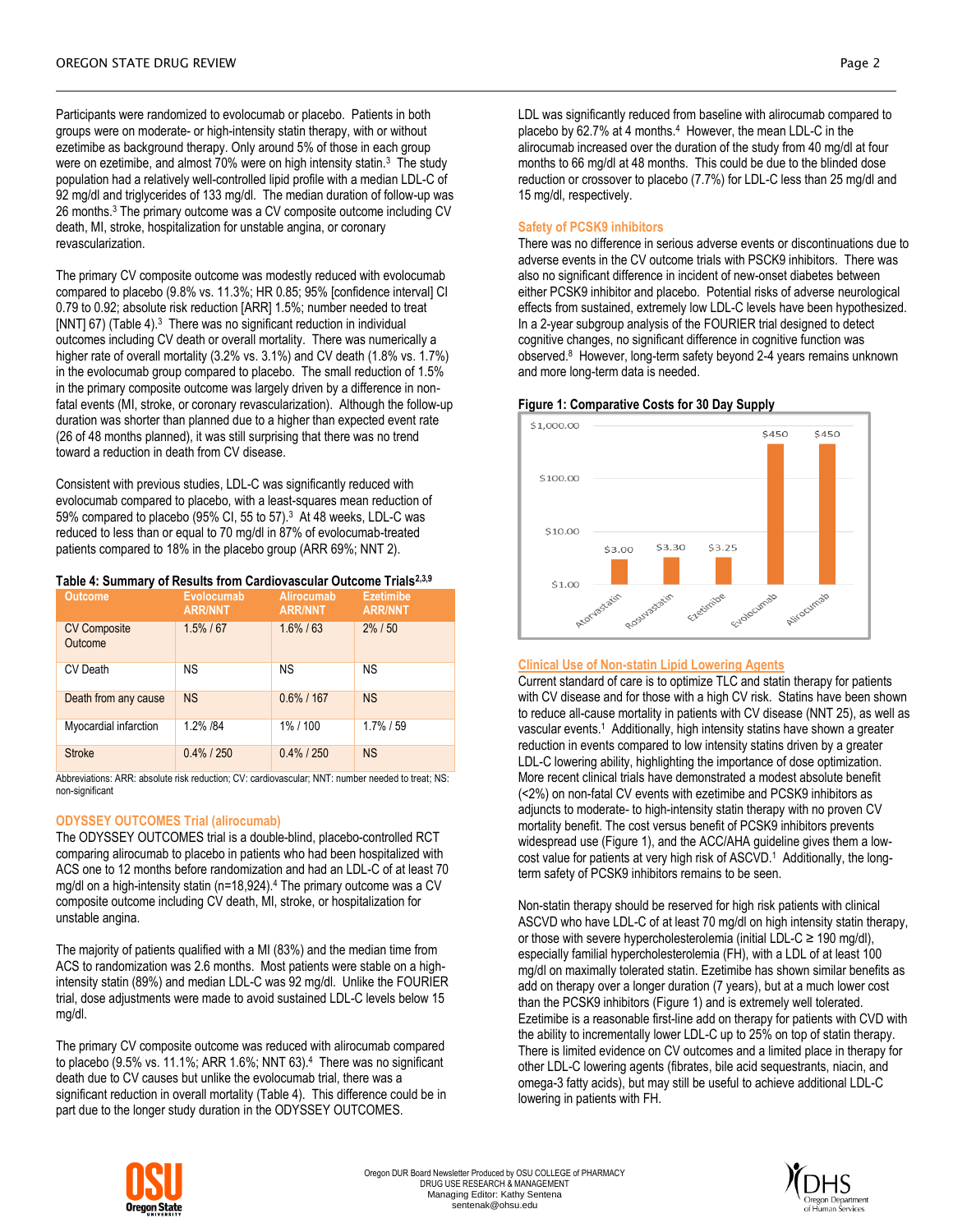Participants were randomized to evolocumab or placebo. Patients in both groups were on moderate- or high-intensity statin therapy, with or without ezetimibe as background therapy. Only around 5% of those in each group were on ezetimibe, and almost 70% were on high intensity statin.[3] The study population had a relatively well-controlled lipid profile with a median LDL-C of 92 mg/dl and triglycerides of 133 mg/dl. The median duration of follow-up was 26 months.[3] The primary outcome was a CV composite outcome including CV death, MI, stroke, hospitalization for unstable angina, or coronary revascularization.

The primary CV composite outcome was modestly reduced with evolocumab compared to placebo (9.8% vs. 11.3%; HR 0.85; 95% [confidence interval] CI 0.79 to 0.92; absolute risk reduction [ARR] 1.5%; number needed to treat [NNT] 67) (Table 4).[3] There was no significant reduction in individual outcomes including CV death or overall mortality. There was numerically a higher rate of overall mortality (3.2% vs. 3.1%) and CV death (1.8% vs. 1.7%) in the evolocumab group compared to placebo. The small reduction of 1.5% in the primary composite outcome was largely driven by a difference in non-fatal events (MI, stroke, or coronary revascularization). Although the follow-up duration was shorter than planned due to a higher than expected event rate (26 of 48 months planned), it was still surprising that there was no trend toward a reduction in death from CV disease.

Consistent with previous studies, LDL-C was significantly reduced with evolocumab compared to placebo, with a least-squares mean reduction of 59% compared to placebo (95% CI, 55 to 57).[3] At 48 weeks, LDL-C was reduced to less than or equal to 70 mg/dl in 87% of evolocumab-treated patients compared to 18% in the placebo group (ARR 69%; NNT 2).

**Table 4: Summary of Results from Cardiovascular Outcome Trials[2,3,9]**

| Outcome | Evolocumab ARR/NNT | Alirocumab ARR/NNT | Ezetimibe ARR/NNT |
|---|---|---|---|
| CV Composite Outcome | 1.5% / 67 | 1.6% / 63 | 2% / 50 |
| CV Death | NS | NS | NS |
| Death from any cause | NS | 0.6% / 167 | NS |
| Myocardial infarction | 1.2% /84 | 1% / 100 | 1.7% / 59 |
| Stroke | 0.4% / 250 | 0.4% / 250 | NS |

Abbreviations: ARR: absolute risk reduction; CV: cardiovascular; NNT: number needed to treat; NS: non-significant

### ODYSSEY OUTCOMES Trial (alirocumab)

The ODYSSEY OUTCOMES trial is a double-blind, placebo-controlled RCT comparing alirocumab to placebo in patients who had been hospitalized with ACS one to 12 months before randomization and had an LDL-C of at least 70 mg/dl on a high-intensity statin (n=18,924).[4] The primary outcome was a CV composite outcome including CV death, MI, stroke, or hospitalization for unstable angina.

The majority of patients qualified with a MI (83%) and the median time from ACS to randomization was 2.6 months. Most patients were stable on a high-intensity statin (89%) and median LDL-C was 92 mg/dl. Unlike the FOURIER trial, dose adjustments were made to avoid sustained LDL-C levels below 15 mg/dl.

The primary CV composite outcome was reduced with alirocumab compared to placebo (9.5% vs. 11.1%; ARR 1.6%; NNT 63).[4] There was no significant death due to CV causes but unlike the evolocumab trial, there was a significant reduction in overall mortality (Table 4). This difference could be in part due to the longer study duration in the ODYSSEY OUTCOMES.

LDL was significantly reduced from baseline with alirocumab compared to placebo by 62.7% at 4 months.[4] However, the mean LDL-C in the alirocumab increased over the duration of the study from 40 mg/dl at four months to 66 mg/dl at 48 months. This could be due to the blinded dose reduction or crossover to placebo (7.7%) for LDL-C less than 25 mg/dl and 15 mg/dl, respectively.

### Safety of PCSK9 inhibitors

There was no difference in serious adverse events or discontinuations due to adverse events in the CV outcome trials with PSCK9 inhibitors. There was also no significant difference in incident of new-onset diabetes between either PCSK9 inhibitor and placebo. Potential risks of adverse neurological effects from sustained, extremely low LDL-C levels have been hypothesized. In a 2-year subgroup analysis of the FOURIER trial designed to detect cognitive changes, no significant difference in cognitive function was observed.[8] However, long-term safety beyond 2-4 years remains unknown and more long-term data is needed.

**Figure 1: Comparative Costs for 30 Day Supply**

| Drug | Cost |
|---|---|
| Atorvastatin | $3.00 |
| Rosuvastatin | $3.30 |
| Ezetimibe | $3.25 |
| Evolocumab | $450 |
| Alirocumab | $450 |

### Clinical Use of Non-statin Lipid Lowering Agents

Current standard of care is to optimize TLC and statin therapy for patients with CV disease and for those with a high CV risk. Statins have been shown to reduce all-cause mortality in patients with CV disease (NNT 25), as well as vascular events.[1] Additionally, high intensity statins have shown a greater reduction in events compared to low intensity statins driven by a greater LDL-C lowering ability, highlighting the importance of dose optimization. More recent clinical trials have demonstrated a modest absolute benefit (<2%) on non-fatal CV events with ezetimibe and PCSK9 inhibitors as adjuncts to moderate- to high-intensity statin therapy with no proven CV mortality benefit. The cost versus benefit of PCSK9 inhibitors prevents widespread use (Figure 1), and the ACC/AHA guideline gives them a low-cost value for patients at very high risk of ASCVD.[1] Additionally, the long-term safety of PCSK9 inhibitors remains to be seen.

Non-statin therapy should be reserved for high risk patients with clinical ASCVD who have LDL-C of at least 70 mg/dl on high intensity statin therapy, or those with severe hypercholesterolemia (initial LDL-C ≥ 190 mg/dl), especially familial hypercholesterolemia (FH), with a LDL of at least 100 mg/dl on maximally tolerated statin. Ezetimibe has shown similar benefits as add on therapy over a longer duration (7 years), but at a much lower cost than the PCSK9 inhibitors (Figure 1) and is extremely well tolerated. Ezetimibe is a reasonable first-line add on therapy for patients with CVD with the ability to incrementally lower LDL-C up to 25% on top of statin therapy. There is limited evidence on CV outcomes and a limited place in therapy for other LDL-C lowering agents (fibrates, bile acid sequestrants, niacin, and omega-3 fatty acids), but may still be useful to achieve additional LDL-C lowering in patients with FH.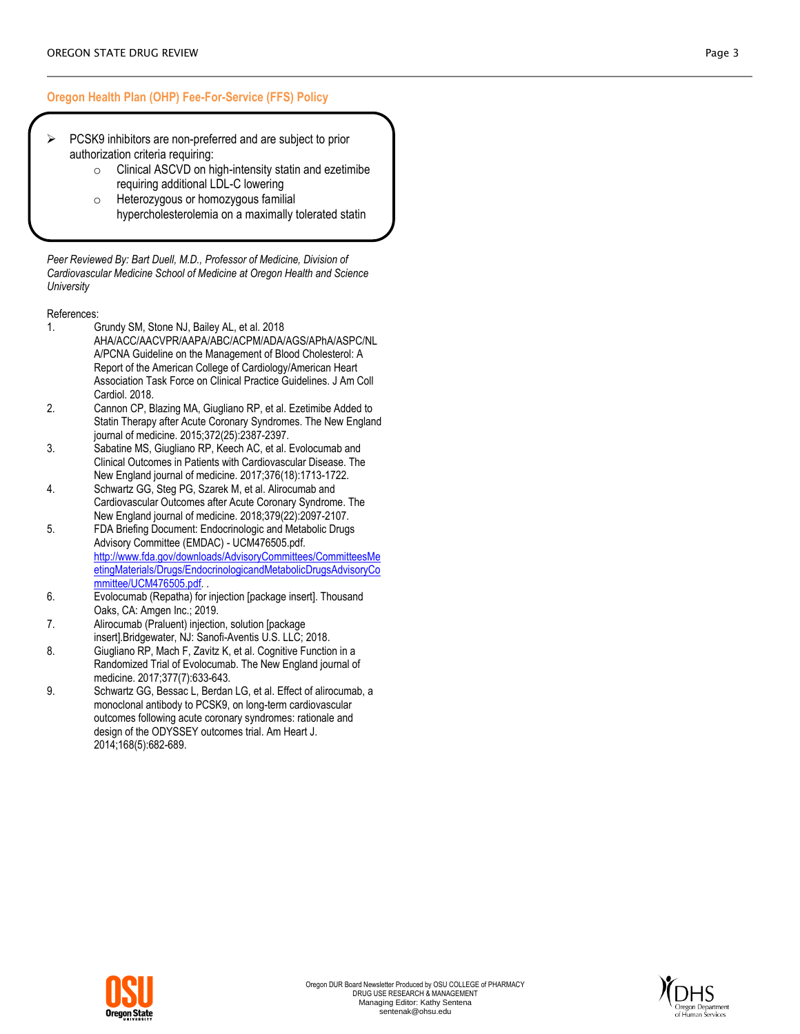## Oregon Health Plan (OHP) Fee-For-Service (FFS) Policy

- PCSK9 inhibitors are non-preferred and are subject to prior authorization criteria requiring:
  - Clinical ASCVD on high-intensity statin and ezetimibe requiring additional LDL-C lowering
  - Heterozygous or homozygous familial hypercholesterolemia on a maximally tolerated statin

*Peer Reviewed By: Bart Duell, M.D., Professor of Medicine, Division of Cardiovascular Medicine School of Medicine at Oregon Health and Science University*

References:

1. Grundy SM, Stone NJ, Bailey AL, et al. 2018 AHA/ACC/AACVPR/AAPA/ABC/ACPM/ADA/AGS/APhA/ASPC/NLA/PCNA Guideline on the Management of Blood Cholesterol: A Report of the American College of Cardiology/American Heart Association Task Force on Clinical Practice Guidelines. J Am Coll Cardiol. 2018.
2. Cannon CP, Blazing MA, Giugliano RP, et al. Ezetimibe Added to Statin Therapy after Acute Coronary Syndromes. The New England journal of medicine. 2015;372(25):2387-2397.
3. Sabatine MS, Giugliano RP, Keech AC, et al. Evolocumab and Clinical Outcomes in Patients with Cardiovascular Disease. The New England journal of medicine. 2017;376(18):1713-1722.
4. Schwartz GG, Steg PG, Szarek M, et al. Alirocumab and Cardiovascular Outcomes after Acute Coronary Syndrome. The New England journal of medicine. 2018;379(22):2097-2107.
5. FDA Briefing Document: Endocrinologic and Metabolic Drugs Advisory Committee (EMDAC) - UCM476505.pdf. http://www.fda.gov/downloads/AdvisoryCommittees/CommitteesMeetingMaterials/Drugs/EndocrinologicandMetabolicDrugsAdvisoryCommittee/UCM476505.pdf. .
6. Evolocumab (Repatha) for injection [package insert]. Thousand Oaks, CA: Amgen Inc.; 2019.
7. Alirocumab (Praluent) injection, solution [package insert].Bridgewater, NJ: Sanofi-Aventis U.S. LLC; 2018.
8. Giugliano RP, Mach F, Zavitz K, et al. Cognitive Function in a Randomized Trial of Evolocumab. The New England journal of medicine. 2017;377(7):633-643.
9. Schwartz GG, Bessac L, Berdan LG, et al. Effect of alirocumab, a monoclonal antibody to PCSK9, on long-term cardiovascular outcomes following acute coronary syndromes: rationale and design of the ODYSSEY outcomes trial. Am Heart J. 2014;168(5):682-689.

Oregon DUR Board Newsletter Produced by OSU COLLEGE of PHARMACY DRUG USE RESEARCH & MANAGEMENT
Managing Editor: Kathy Sentena
sentenak@ohsu.edu